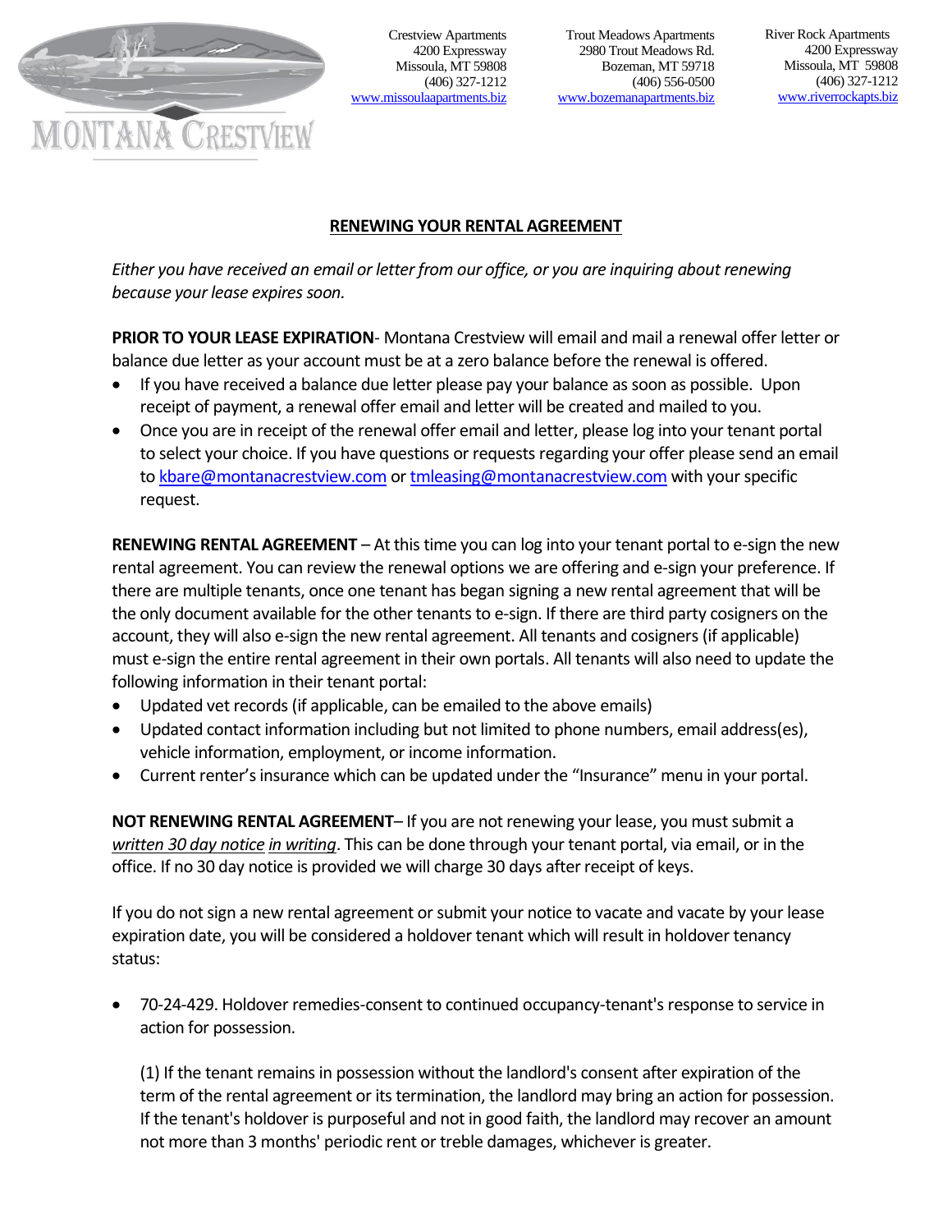MONTANA CRESTVIEW

Crestview Apartments
4200 Expressway
Missoula, MT 59808
(406) 327-1212
www.missoulaapartments.biz

Trout Meadows Apartments
2980 Trout Meadows Rd.
Bozeman, MT 59718
(406) 556-0500
www.bozemanapartments.biz

River Rock Apartments
4200 Expressway
Missoula, MT 59808
(406) 327-1212
www.riverrockapts.biz

## RENEWING YOUR RENTAL AGREEMENT

*Either you have received an email or letter from our office, or you are inquiring about renewing because your lease expires soon.*

**PRIOR TO YOUR LEASE EXPIRATION**- Montana Crestview will email and mail a renewal offer letter or balance due letter as your account must be at a zero balance before the renewal is offered.

- If you have received a balance due letter please pay your balance as soon as possible. Upon receipt of payment, a renewal offer email and letter will be created and mailed to you.
- Once you are in receipt of the renewal offer email and letter, please log into your tenant portal to select your choice. If you have questions or requests regarding your offer please send an email to kbare@montanacrestview.com or tmleasing@montanacrestview.com with your specific request.

**RENEWING RENTAL AGREEMENT** – At this time you can log into your tenant portal to e-sign the new rental agreement. You can review the renewal options we are offering and e-sign your preference. If there are multiple tenants, once one tenant has began signing a new rental agreement that will be the only document available for the other tenants to e-sign. If there are third party cosigners on the account, they will also e-sign the new rental agreement. All tenants and cosigners (if applicable) must e-sign the entire rental agreement in their own portals. All tenants will also need to update the following information in their tenant portal:

- Updated vet records (if applicable, can be emailed to the above emails)
- Updated contact information including but not limited to phone numbers, email address(es), vehicle information, employment, or income information.
- Current renter's insurance which can be updated under the "Insurance" menu in your portal.

**NOT RENEWING RENTAL AGREEMENT**– If you are not renewing your lease, you must submit a *written 30 day notice in writing*. This can be done through your tenant portal, via email, or in the office. If no 30 day notice is provided we will charge 30 days after receipt of keys.

If you do not sign a new rental agreement or submit your notice to vacate and vacate by your lease expiration date, you will be considered a holdover tenant which will result in holdover tenancy status:

- 70-24-429. Holdover remedies-consent to continued occupancy-tenant's response to service in action for possession.

  (1) If the tenant remains in possession without the landlord's consent after expiration of the term of the rental agreement or its termination, the landlord may bring an action for possession. If the tenant's holdover is purposeful and not in good faith, the landlord may recover an amount not more than 3 months' periodic rent or treble damages, whichever is greater.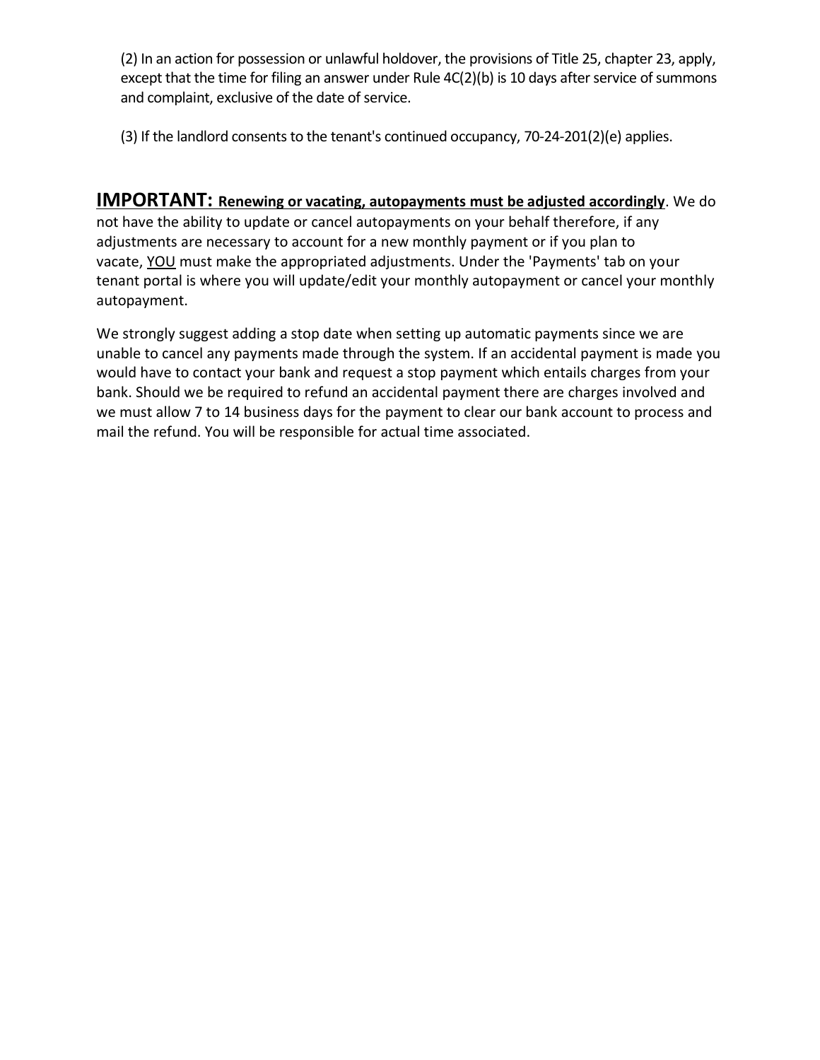(2) In an action for possession or unlawful holdover, the provisions of Title 25, chapter 23, apply, except that the time for filing an answer under Rule 4C(2)(b) is 10 days after service of summons and complaint, exclusive of the date of service.

(3) If the landlord consents to the tenant's continued occupancy, 70-24-201(2)(e) applies.

**IMPORTANT:** **<u>Renewing or vacating, autopayments must be adjusted accordingly</u>**. We do not have the ability to update or cancel autopayments on your behalf therefore, if any adjustments are necessary to account for a new monthly payment or if you plan to vacate, <u>YOU</u> must make the appropriated adjustments. Under the 'Payments' tab on your tenant portal is where you will update/edit your monthly autopayment or cancel your monthly autopayment.

We strongly suggest adding a stop date when setting up automatic payments since we are unable to cancel any payments made through the system. If an accidental payment is made you would have to contact your bank and request a stop payment which entails charges from your bank. Should we be required to refund an accidental payment there are charges involved and we must allow 7 to 14 business days for the payment to clear our bank account to process and mail the refund. You will be responsible for actual time associated.